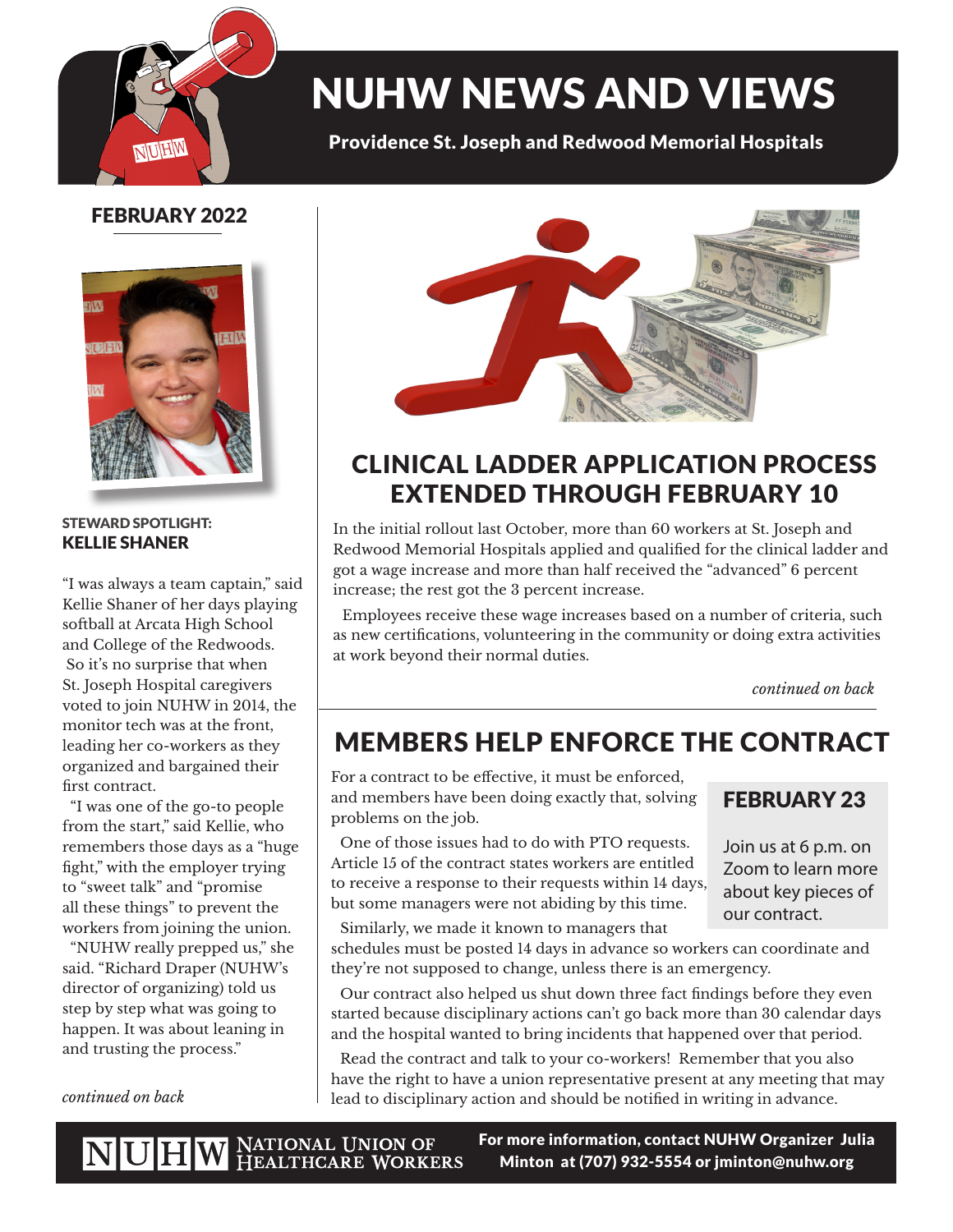# NUHW NEWS AND VIEWS

**Providence St. Joseph and Redwood Memorial Hospitals**

**FEBRUARY 2022**

## CLINICAL LADDER APPLICATION PROCESS EXTENDED THROUGH FEBRUARY 10

In the initial rollout last October, more than 60 workers at St. Joseph and Redwood Memorial Hospitals applied and qualified for the clinical ladder and got a wage increase and more than half received the "advanced" 6 percent increase; the rest got the 3 percent increase.

Employees receive these wage increases based on a number of criteria, such as new certifications, volunteering in the community or doing extra activities at work beyond their normal duties.

*continued on back*

## MEMBERS HELP ENFORCE THE CONTRACT

For a contract to be effective, it must be enforced, and members have been doing exactly that, solving problems on the job.

One of those issues had to do with PTO requests. Article 15 of the contract states workers are entitled to receive a response to their requests within 14 days, but some managers were not abiding by this time.

Similarly, we made it known to managers that schedules must be posted 14 days in advance so workers can coordinate and they're not supposed to change, unless there is an emergency.

Our contract also helped us shut down three fact findings before they even started because disciplinary actions can't go back more than 30 calendar days and the hospital wanted to bring incidents that happened over that period.

Read the contract and talk to your co-workers! Remember that you also have the right to have a union representative present at any meeting that may lead to disciplinary action and should be notified in writing in advance.

### FEBRUARY 23

Join us at 6 p.m. on Zoom to learn more about key pieces of our contract.

### STEWARD SPOTLIGHT: KELLIE SHANER

"I was always a team captain," said Kellie Shaner of her days playing softball at Arcata High School and College of the Redwoods.

So it's no surprise that when St. Joseph Hospital caregivers voted to join NUHW in 2014, the monitor tech was at the front, leading her co-workers as they organized and bargained their first contract.

"I was one of the go-to people from the start," said Kellie, who remembers those days as a "huge fight," with the employer trying to "sweet talk" and "promise all these things" to prevent the workers from joining the union.

"NUHW really prepped us," she said. "Richard Draper (NUHW's director of organizing) told us step by step what was going to happen. It was about leaning in and trusting the process."

*continued on back*

NUHW National Union of Healthcare Workers

**For more information, contact NUHW Organizer Julia Minton at (707) 932-5554 or jminton@nuhw.org**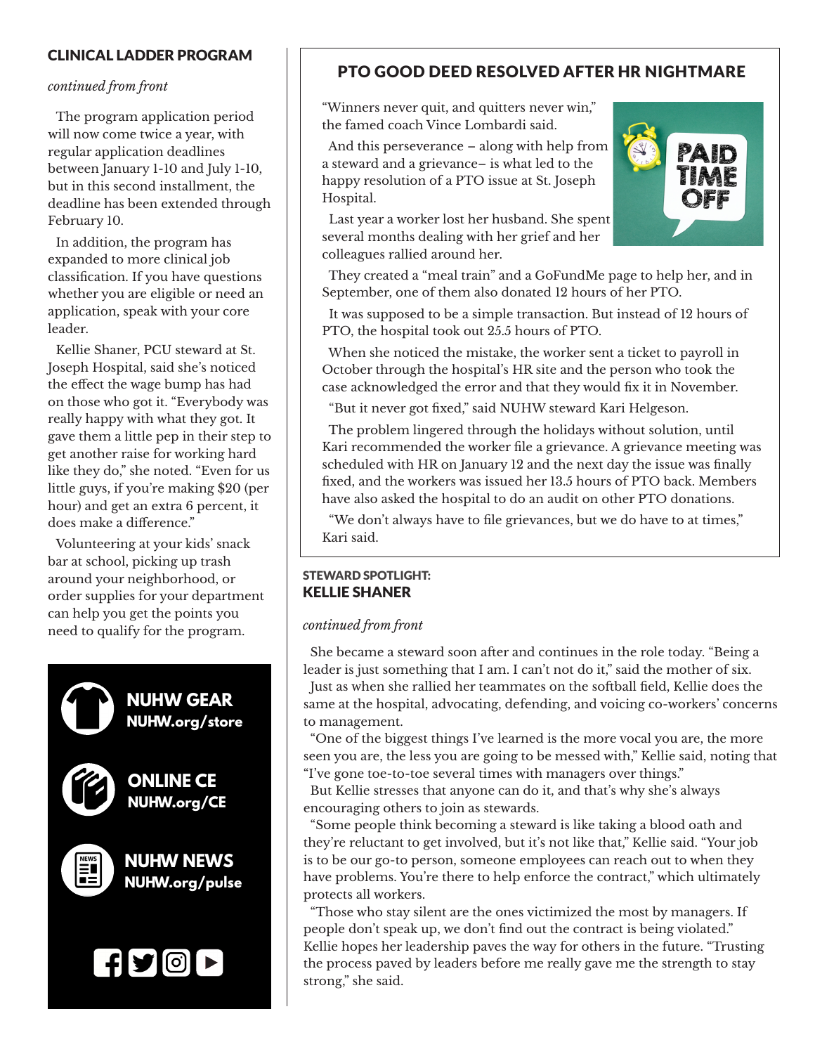## CLINICAL LADDER PROGRAM

*continued from front*

The program application period will now come twice a year, with regular application deadlines between January 1-10 and July 1-10, but in this second installment, the deadline has been extended through February 10.

In addition, the program has expanded to more clinical job classification. If you have questions whether you are eligible or need an application, speak with your core leader.

Kellie Shaner, PCU steward at St. Joseph Hospital, said she's noticed the effect the wage bump has had on those who got it. "Everybody was really happy with what they got. It gave them a little pep in their step to get another raise for working hard like they do," she noted. "Even for us little guys, if you're making $20 (per hour) and get an extra 6 percent, it does make a difference."

Volunteering at your kids' snack bar at school, picking up trash around your neighborhood, or order supplies for your department can help you get the points you need to qualify for the program.

**NUHW GEAR**
**NUHW.org/store**

**ONLINE CE**
**NUHW.org/CE**

**NUHW NEWS**
**NUHW.org/pulse**

## PTO GOOD DEED RESOLVED AFTER HR NIGHTMARE

"Winners never quit, and quitters never win," the famed coach Vince Lombardi said.

And this perseverance – along with help from a steward and a grievance– is what led to the happy resolution of a PTO issue at St. Joseph Hospital.

Last year a worker lost her husband. She spent several months dealing with her grief and her colleagues rallied around her.

They created a "meal train" and a GoFundMe page to help her, and in September, one of them also donated 12 hours of her PTO.

It was supposed to be a simple transaction. But instead of 12 hours of PTO, the hospital took out 25.5 hours of PTO.

When she noticed the mistake, the worker sent a ticket to payroll in October through the hospital's HR site and the person who took the case acknowledged the error and that they would fix it in November.

"But it never got fixed," said NUHW steward Kari Helgeson.

The problem lingered through the holidays without solution, until Kari recommended the worker file a grievance. A grievance meeting was scheduled with HR on January 12 and the next day the issue was finally fixed, and the workers was issued her 13.5 hours of PTO back. Members have also asked the hospital to do an audit on other PTO donations.

"We don't always have to file grievances, but we do have to at times," Kari said.

### STEWARD SPOTLIGHT:
## KELLIE SHANER

*continued from front*

She became a steward soon after and continues in the role today. "Being a leader is just something that I am. I can't not do it," said the mother of six.

Just as when she rallied her teammates on the softball field, Kellie does the same at the hospital, advocating, defending, and voicing co-workers' concerns to management.

"One of the biggest things I've learned is the more vocal you are, the more seen you are, the less you are going to be messed with," Kellie said, noting that "I've gone toe-to-toe several times with managers over things."

But Kellie stresses that anyone can do it, and that's why she's always encouraging others to join as stewards.

"Some people think becoming a steward is like taking a blood oath and they're reluctant to get involved, but it's not like that," Kellie said. "Your job is to be our go-to person, someone employees can reach out to when they have problems. You're there to help enforce the contract," which ultimately protects all workers.

"Those who stay silent are the ones victimized the most by managers. If people don't speak up, we don't find out the contract is being violated." Kellie hopes her leadership paves the way for others in the future. "Trusting the process paved by leaders before me really gave me the strength to stay strong," she said.